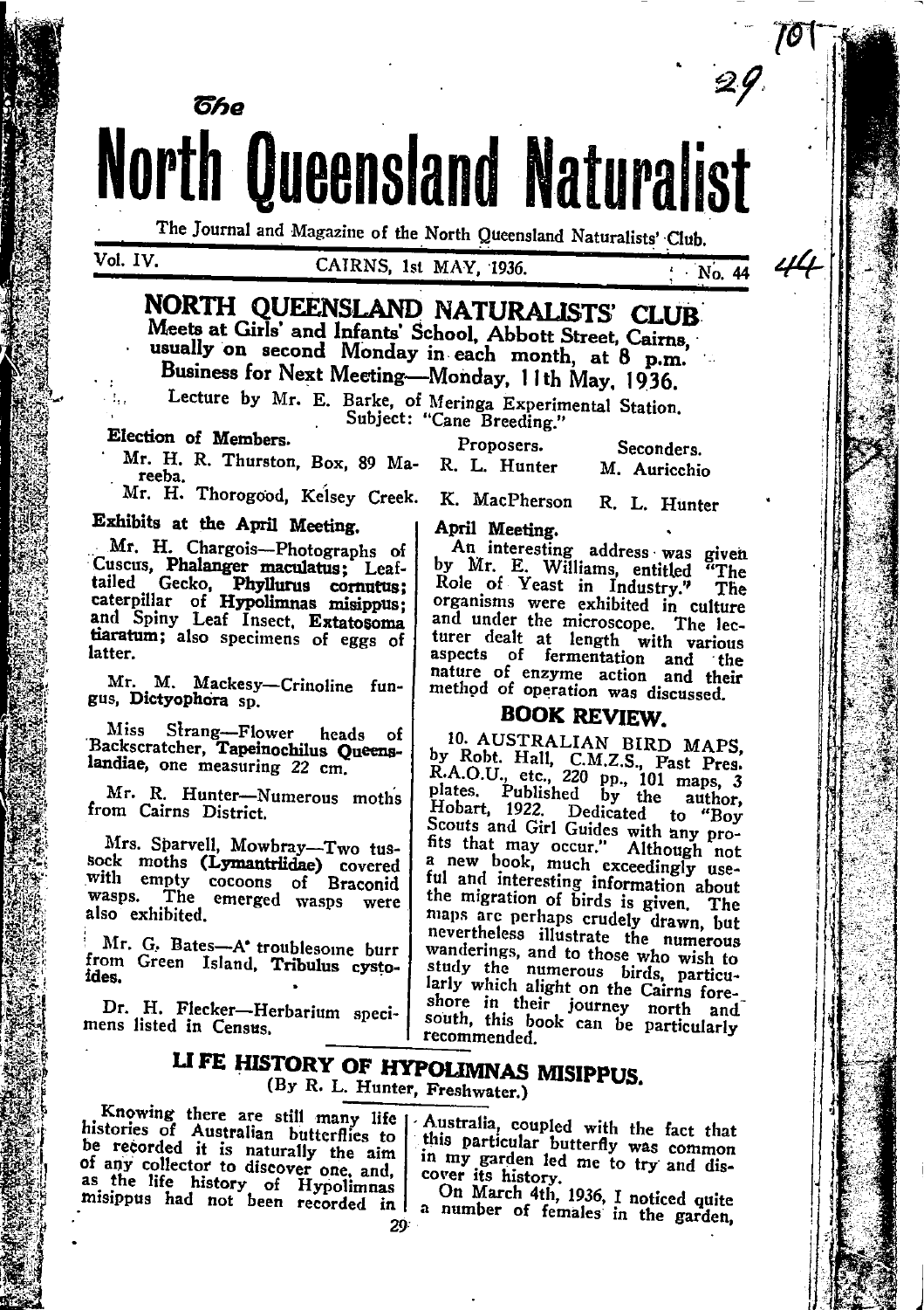# The North Queensland Naturalist

The Journal and Magazine of the North Queensland Naturalists' Club.

Vol. IV. CAIRNS, 1st MAY, 1936. No. 44

## NORTH QUEENSLAND NATURALISTS' CLUB

Meets at Girls' and Infants' School, Abbott Street, Cairns, usually on second Monday in each month, at 8 p.m.

Business for Next Meeting—Monday, 11th May, 1936.

Lecture by Mr. E. Barke, of Meringa Experimental Station.
Subject: "Cane Breeding."

**Election of Members.**

| | Proposers. | Seconders. |
|---|---|---|
| Mr. H. R. Thurston, Box, 89 Mareeba. | R. L. Hunter | M. Auricchio |
| Mr. H. Thorogood, Kelsey Creek. | K. MacPherson | R. L. Hunter |

**Exhibits at the April Meeting.**

Mr. H. Chargois—Photographs of Cuscus, **Phalanger maculatus**; Leaf-tailed Gecko, **Phyllurus cornutus**; caterpillar of **Hypolimnas misippus**; and Spiny Leaf Insect, **Extatosoma tiaratum**; also specimens of eggs of latter.

Mr. M. Mackesy—Crinoline fungus, **Dictyophora** sp.

Miss Strang—Flower heads of Backscratcher, **Tapeinochilus Queenslandiae**, one measuring 22 cm.

Mr. R. Hunter—Numerous moths from Cairns District.

Mrs. Sparvell, Mowbray—Two tussock moths **(Lymantriidae)** covered with empty cocoons of Braconid wasps. The emerged wasps were also exhibited.

Mr. G. Bates—A troublesome burr from Green Island, **Tribulus cystoides.**

Dr. H. Flecker—Herbarium specimens listed in Census.

**April Meeting.**

An interesting address was given by Mr. E. Williams, entitled "The Role of Yeast in Industry." The organisms were exhibited in culture and under the microscope. The lecturer dealt at length with various aspects of fermentation and the nature of enzyme action and their method of operation was discussed.

## BOOK REVIEW.

10. AUSTRALIAN BIRD MAPS, by Robt. Hall, C.M.Z.S., Past Pres. R.A.O.U., etc., 220 pp., 101 maps, 3 plates. Published by the author, Hobart, 1922. Dedicated to "Boy Scouts and Girl Guides with any profits that may occur." Although not a new book, much exceedingly useful and interesting information about the migration of birds is given. The maps are perhaps crudely drawn, but nevertheless illustrate the numerous wanderings, and to those who wish to study the numerous birds, particularly which alight on the Cairns foreshore in their journey north and south, this book can be particularly recommended.

## LIFE HISTORY OF HYPOLIMNAS MISIPPUS.

(By R. L. Hunter, Freshwater.)

Knowing there are still many life histories of Australian butterflies to be recorded it is naturally the aim of any collector to discover one, and, as the life history of Hypolimnas misippus had not been recorded in Australia, coupled with the fact that this particular butterfly was common in my garden led me to try and discover its history.

On March 4th, 1936, I noticed quite a number of females in the garden,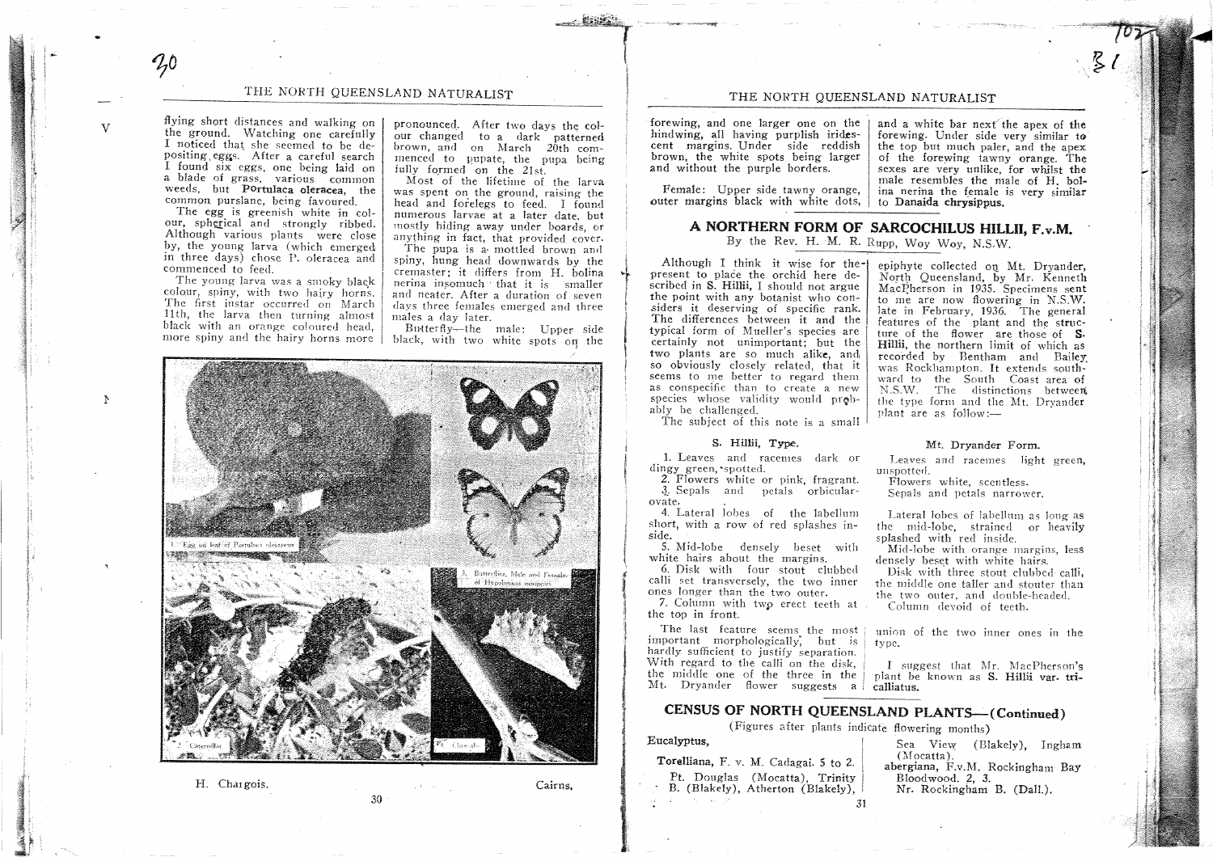flying short distances and walking on the ground. Watching one carefully I noticed that she seemed to be depositing eggs. After a careful search I found six eggs, one being laid on a blade of grass, various common weeds, but **Portulaca oleracea**, the common purslane, being favoured.

The egg is greenish white in colour, spherical and strongly ribbed. Although various plants were close by, the young larva (which emerged in three days) chose P. oleracea and commenced to feed.

The young larva was a smoky black colour, spiny, with two hairy horns. The first instar occurred on March 11th, the larva then turning almost black with an orange coloured head, more spiny and the hairy horns more pronounced. After two days the colour changed to a dark patterned brown, and on March 20th commenced to pupate, the pupa being fully formed on the 21st.

Most of the lifetime of the larva was spent on the ground, raising the head and forelegs to feed. I found numerous larvae at a later date, but mostly hiding away under boards, or anything in fact, that provided cover.

The pupa is a mottled brown and spiny, hung head downwards by the cremaster; it differs from H. bolina nerina insomuch that it is smaller and neater. After a duration of seven days three females emerged and three males a day later.

Butterfly—the male: Upper side black, with two white spots on the forewing, and one larger one on the hindwing, all having purplish iridescent margins. Under side reddish brown, the white spots being larger and without the purple borders.

Female: Upper side tawny orange, outer margins black with white dots, and a white bar next the apex of the forewing. Under side very similar to the top but much paler, and the apex of the forewing tawny orange. The sexes are very unlike, for whilst the male resembles the male of H. bolina nerina the female is very similar to **Danaida chrysippus.**

1. Egg on leaf of Portulaca oleracea

3. Butterflies, Male and Female, of Hypolimnas misippus

2. Caterpillar

4. Chrysalis

H. Chargois. Cairns.

## A NORTHERN FORM OF SARCOCHILUS HILLII, F.v.M.

By the Rev. H. M. R. Rupp, Woy Woy, N.S.W.

Although I think it wise for the present to place the orchid here described in **S. Hillii**, I should not argue the point with any botanist who considers it deserving of specific rank. The differences between it and the typical form of Mueller's species are certainly not unimportant; but the two plants are so much alike, and so obviously closely related, that it seems to me better to regard them as conspecific than to create a new species whose validity would probably be challenged.

The subject of this note is a small epiphyte collected on Mt. Dryander, North Queensland, by Mr. Kenneth MacPherson in 1935. Specimens sent to me are now flowering in N.S.W. late in February, 1936. The general features of the plant and the structure of the flower are those of **S. Hillii**, the northern limit of which as recorded by Bentham and Bailey was Rockhampton. It extends southward to the South Coast area of N.S.W. The distinctions between the type form and the Mt. Dryander plant are as follow:—

| S. Hillii, Type. | Mt. Dryander Form. |
|---|---|
| 1. Leaves and racemes dark or dingy green, spotted. | Leaves and racemes light green, unspotted. |
| 2. Flowers white or pink, fragrant. | Flowers white, scentless. |
| 3. Sepals and petals orbicular-ovate. | Sepals and petals narrower. |
| 4. Lateral lobes of the labellum short, with a row of red splashes inside. | Lateral lobes of labellum as long as the mid-lobe, strained or heavily splashed with red inside. |
| 5. Mid-lobe densely beset with white hairs about the margins. | Mid-lobe with orange margins, less densely beset with white hairs. |
| 6. Disk with four stout clubbed calli set transversely, the two inner ones longer than the two outer. | Disk with three stout clubbed calli, the middle one taller and stouter than the two outer, and double-headed. |
| 7. Column with two erect teeth at the top in front. | Column devoid of teeth. |

The last feature seems the most important morphologically, but is hardly sufficient to justify separation. With regard to the calli on the disk, the middle one of the three in the Mt. Dryander flower suggests a union of the two inner ones in the type.

I suggest that Mr. MacPherson's plant be known as **S. Hillii var. tricalliatus.**

## CENSUS OF NORTH QUEENSLAND PLANTS—(Continued)

(Figures after plants indicate flowering months)

**Eucalyptus,**

**Torelliana**, F. v. M. Cadagai. 5 to 2.
Pt. Douglas (Mocatta), Trinity B. (Blakely), Atherton (Blakely), Sea View (Blakely), Ingham (Mocatta).

**abergiana**, F.v.M. Rockingham Bay Bloodwood. 2, 3.
Nr. Rockingham B. (Dall.).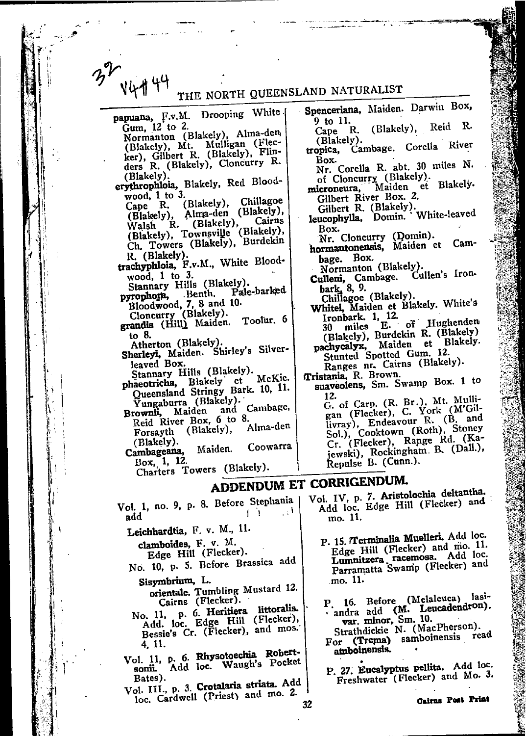**papuana**, F.v.M. Drooping White Gum, 12 to 2.
Normanton (Blakely), Alma-den (Blakely), Mt. Mulligan (Flecker), Gilbert R. (Blakely), Flinders R. (Blakely), Cloncurry R. (Blakely).

**erythrophloia**, Blakely, Red Bloodwood, 1 to 3.
Cape R. (Blakely), Chillagoe (Blakely), Alma-den (Blakely), Walsh R. (Blakely), Cairns (Blakely), Townsville (Blakely), Ch. Towers (Blakely), Burdekin R. (Blakely).

**trachyphloia**, F.v.M., White Bloodwood, 1 to 3.
Stannary Hills (Blakely).

**pyrophora**, Benth. Pale-barked Bloodwood, 7, 8 and 10.
Cloncurry (Blakely).

**grandis** (Hill) Maiden. Toolur. 6 to 8.
Atherton (Blakely).

**Sherleyi**, Maiden. Shirley's Silver-leaved Box.
Stannary Hills (Blakely).

**phaeotricha**, Blakely et McKie. Queensland Stringy Bark. 10, 11.
Yungaburra (Blakely).

**Brownii**, Maiden and Cambage, Reid River Box, 6 to 8.
Forsayth (Blakely), Alma-den (Blakely).

**Cambageana**, Maiden. Coowarra Box, 1, 12.
Charters Towers (Blakely).

**Spenceriana**, Maiden. Darwin Box, 9 to 11.
Cape R. (Blakely), Reid R. (Blakely).

**tropica**, Cambage. Corella River Box.
Nr. Corella R. abt. 30 miles N. of Cloncurry (Blakely).

**microneura**, Maiden et Blakely. Gilbert River Box. 2.
Gilbert R. (Blakely).

**leucophylla**, Domin. White-leaved Box.
Nr. Cloncurry (Domin).

**hormantonensis**, Maiden et Cambage. Box.
Normanton (Blakely).

**Culleni**, Cambage. Cullen's Ironbark, 8, 9.
Chillagoe (Blakely).

**Whitei**, Maiden et Blakely. White's Ironbark. 1, 12.
30 miles E. of Hughenden (Blakely), Burdekin R. (Blakely)

**pachycalyx**, Maiden et Blakely. Stunted Spotted Gum. 12.
Ranges nr. Cairns (Blakely).

**Tristania**, R. Brown.

**suaveolens**, Sm. Swamp Box. 1 to 12.
G. of Carp. (R. Br.), Mt. Mulligan (Flecker), C. York (M'Gillivray), Endeavour R. (B. and Sol.), Cooktown (Roth), Stoney Cr. (Flecker), Range Rd. (Kajewski), Rockingham. B. (Dall.), Repulse B. (Cunn.).

## ADDENDUM ET CORRIGENDUM.

Vol. 1, no. 9, p. 8. Before Stephania add

**Leichhardtia**, F. v. M., 11.
**clamboides**, F. v. M.
Edge Hill (Flecker).

No. 10, p. 5. Before Brassica add

**Sisymbrium**, L.
**orientale**. Tumbling Mustard 12.
Cairns (Flecker).

No. 11, p. 6. **Heritiera littoralis.** Add. loc. Edge Hill (Flecker), Bessie's Cr. (Flecker), and mos. 4, 11.

Vol. 11, p. 6. **Rhysotoechia Robertsonii.** Add loc. Waugh's Pocket Bates).

Vol. III., p. 3. **Crotalaria striata.** Add loc. Cardwell (Priest) and mo. 2.

Vol. IV, p. 7. **Aristolochia deltantha.** Add loc. Edge Hill (Flecker) and mo. 11.

P. 15. **Terminalia Muelleri.** Add loc. Edge Hill (Flecker) and mo. 11. **Lumnitzera racemosa.** Add loc. Parramatta Swamp (Flecker) and mo. 11.

P. 16. Before (Melaleuca) lasiandra add **(M. Leucadendron). var. minor**, Sm. 10.
Strathdickie N. (MacPherson).
For **(Trema)** samboinensis read **amboinensis.**

P. 27. **Eucalyptus pellita.** Add loc. Freshwater (Flecker) and Mo. 3.

Cairns Post Print